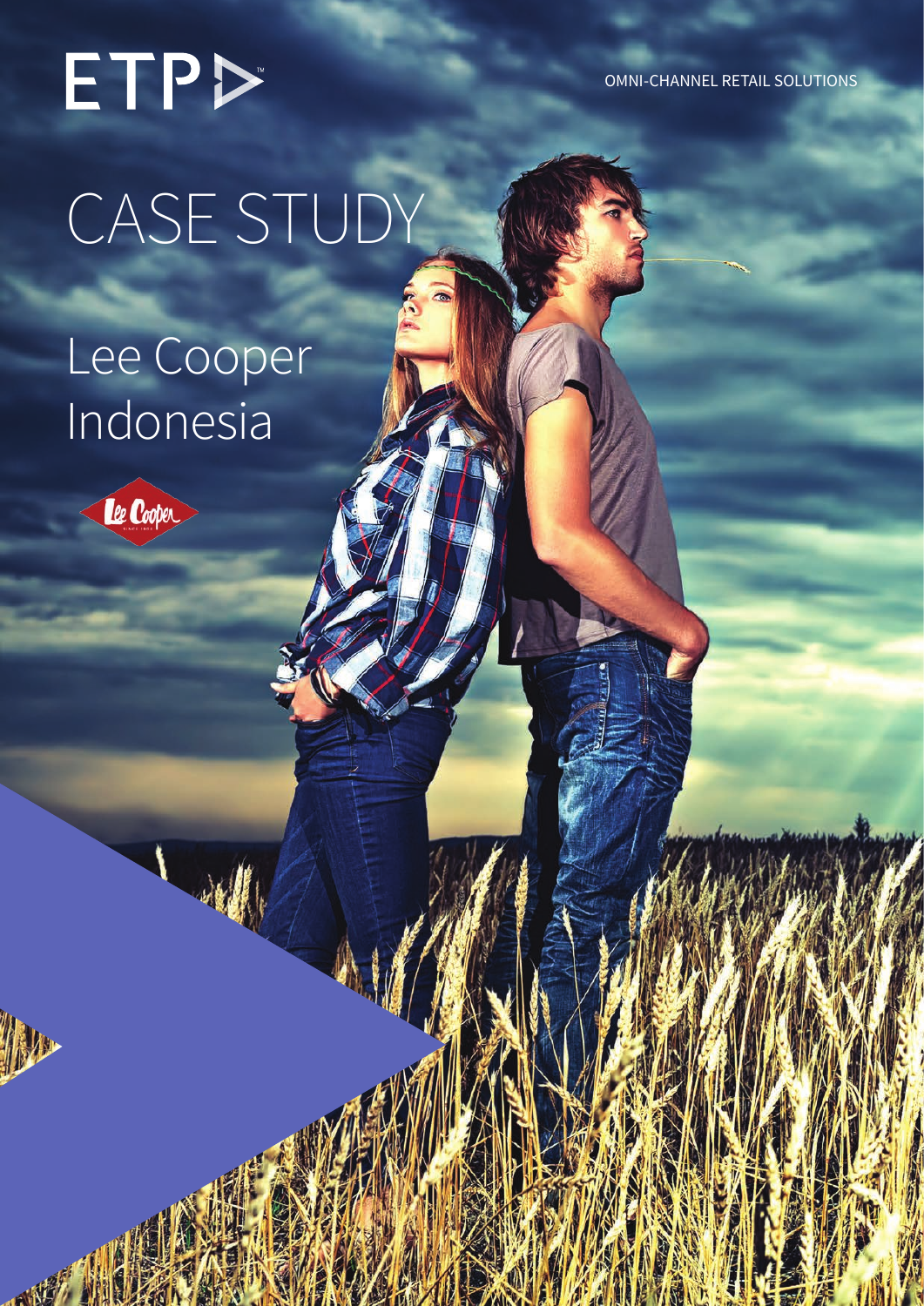ETP

OMNI-CHANNEL RETAIL SOLUTIONS

# CASE STUDY

## Lee Cooper Indonesia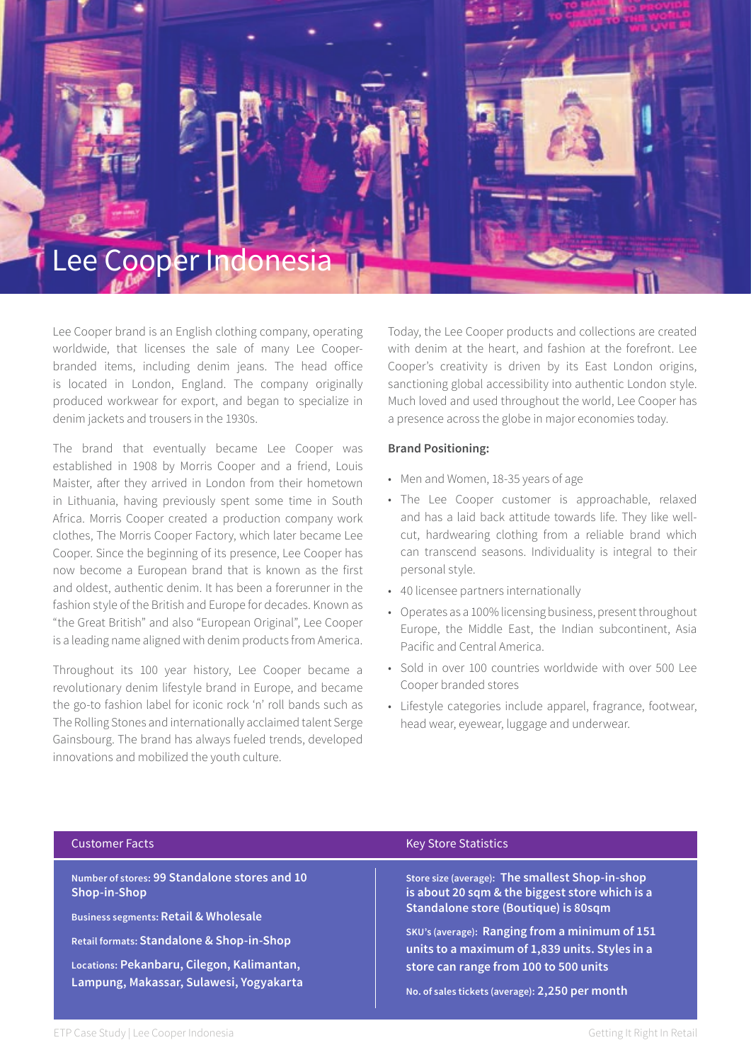# Lee Cooper Indonesia

Lee Cooper brand is an English clothing company, operating worldwide, that licenses the sale of many Lee Cooper-branded items, including denim jeans. The head office is located in London, England. The company originally produced workwear for export, and began to specialize in denim jackets and trousers in the 1930s.

The brand that eventually became Lee Cooper was established in 1908 by Morris Cooper and a friend, Louis Maister, after they arrived in London from their hometown in Lithuania, having previously spent some time in South Africa. Morris Cooper created a production company work clothes, The Morris Cooper Factory, which later became Lee Cooper. Since the beginning of its presence, Lee Cooper has now become a European brand that is known as the first and oldest, authentic denim. It has been a forerunner in the fashion style of the British and Europe for decades. Known as "the Great British" and also "European Original", Lee Cooper is a leading name aligned with denim products from America.

Throughout its 100 year history, Lee Cooper became a revolutionary denim lifestyle brand in Europe, and became the go-to fashion label for iconic rock 'n' roll bands such as The Rolling Stones and internationally acclaimed talent Serge Gainsbourg. The brand has always fueled trends, developed innovations and mobilized the youth culture.

Today, the Lee Cooper products and collections are created with denim at the heart, and fashion at the forefront. Lee Cooper's creativity is driven by its East London origins, sanctioning global accessibility into authentic London style. Much loved and used throughout the world, Lee Cooper has a presence across the globe in major economies today.

**Brand Positioning:**

- Men and Women, 18-35 years of age
- The Lee Cooper customer is approachable, relaxed and has a laid back attitude towards life. They like well-cut, hardwearing clothing from a reliable brand which can transcend seasons. Individuality is integral to their personal style.
- 40 licensee partners internationally
- Operates as a 100% licensing business, present throughout Europe, the Middle East, the Indian subcontinent, Asia Pacific and Central America.
- Sold in over 100 countries worldwide with over 500 Lee Cooper branded stores
- Lifestyle categories include apparel, fragrance, footwear, head wear, eyewear, luggage and underwear.

| Customer Facts | Key Store Statistics |
|---|---|
| Number of stores: **99 Standalone stores and 10 Shop-in-Shop** | Store size (average): **The smallest Shop-in-shop is about 20 sqm & the biggest store which is a Standalone store (Boutique) is 80sqm** |
| Business segments: **Retail & Wholesale** | SKU's (average): **Ranging from a minimum of 151 units to a maximum of 1,839 units. Styles in a store can range from 100 to 500 units** |
| Retail formats: **Standalone & Shop-in-Shop** | No. of sales tickets (average): **2,250 per month** |
| Locations: **Pekanbaru, Cilegon, Kalimantan, Lampung, Makassar, Sulawesi, Yogyakarta** | |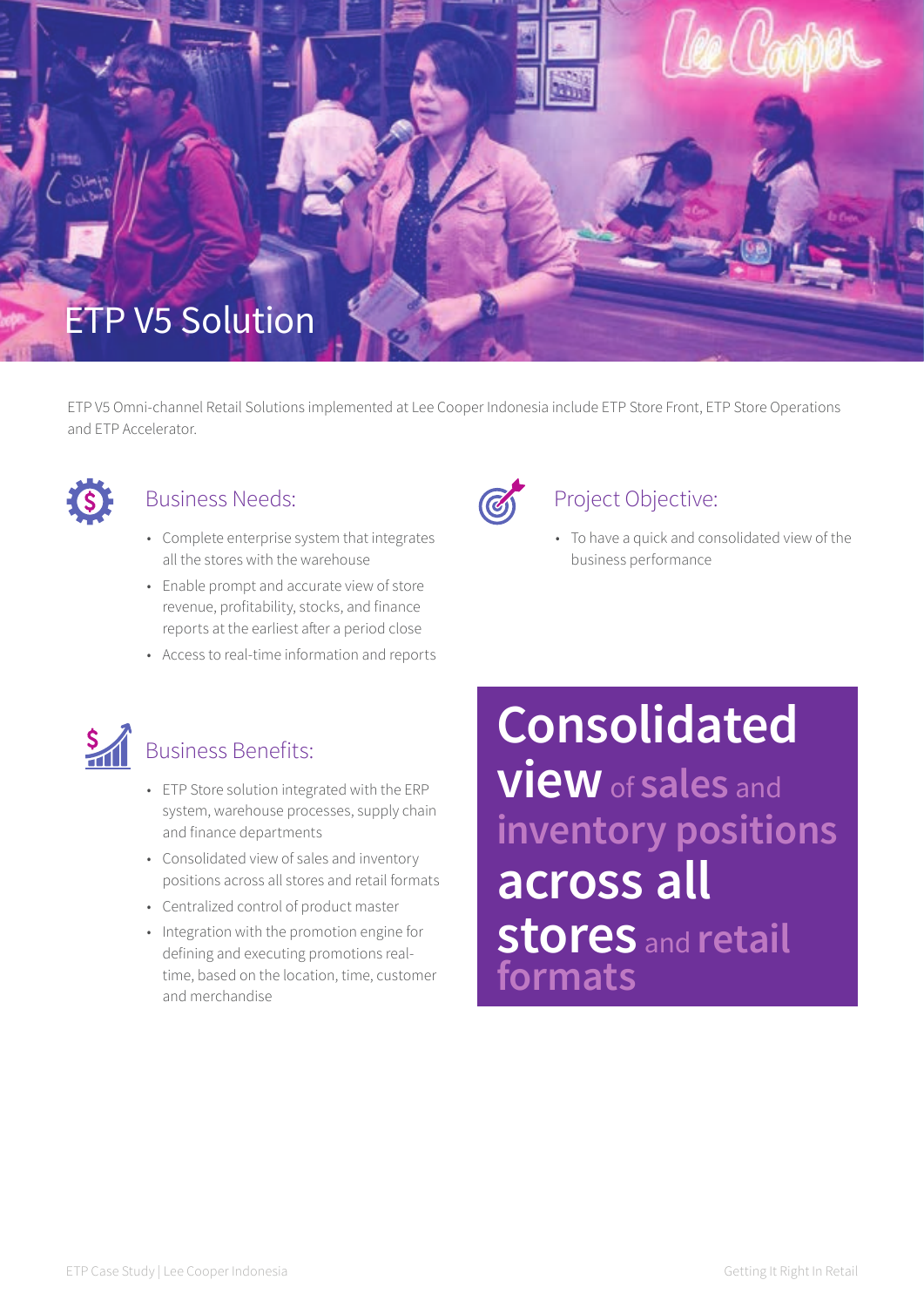# ETP V5 Solution

ETP V5 Omni-channel Retail Solutions implemented at Lee Cooper Indonesia include ETP Store Front, ETP Store Operations and ETP Accelerator.

## Business Needs:

- Complete enterprise system that integrates all the stores with the warehouse
- Enable prompt and accurate view of store revenue, profitability, stocks, and finance reports at the earliest after a period close
- Access to real-time information and reports

## Project Objective:

- To have a quick and consolidated view of the business performance

## Business Benefits:

- ETP Store solution integrated with the ERP system, warehouse processes, supply chain and finance departments
- Consolidated view of sales and inventory positions across all stores and retail formats
- Centralized control of product master
- Integration with the promotion engine for defining and executing promotions real-time, based on the location, time, customer and merchandise

**Consolidated view** of **sales** and **inventory positions across all stores** and **retail formats**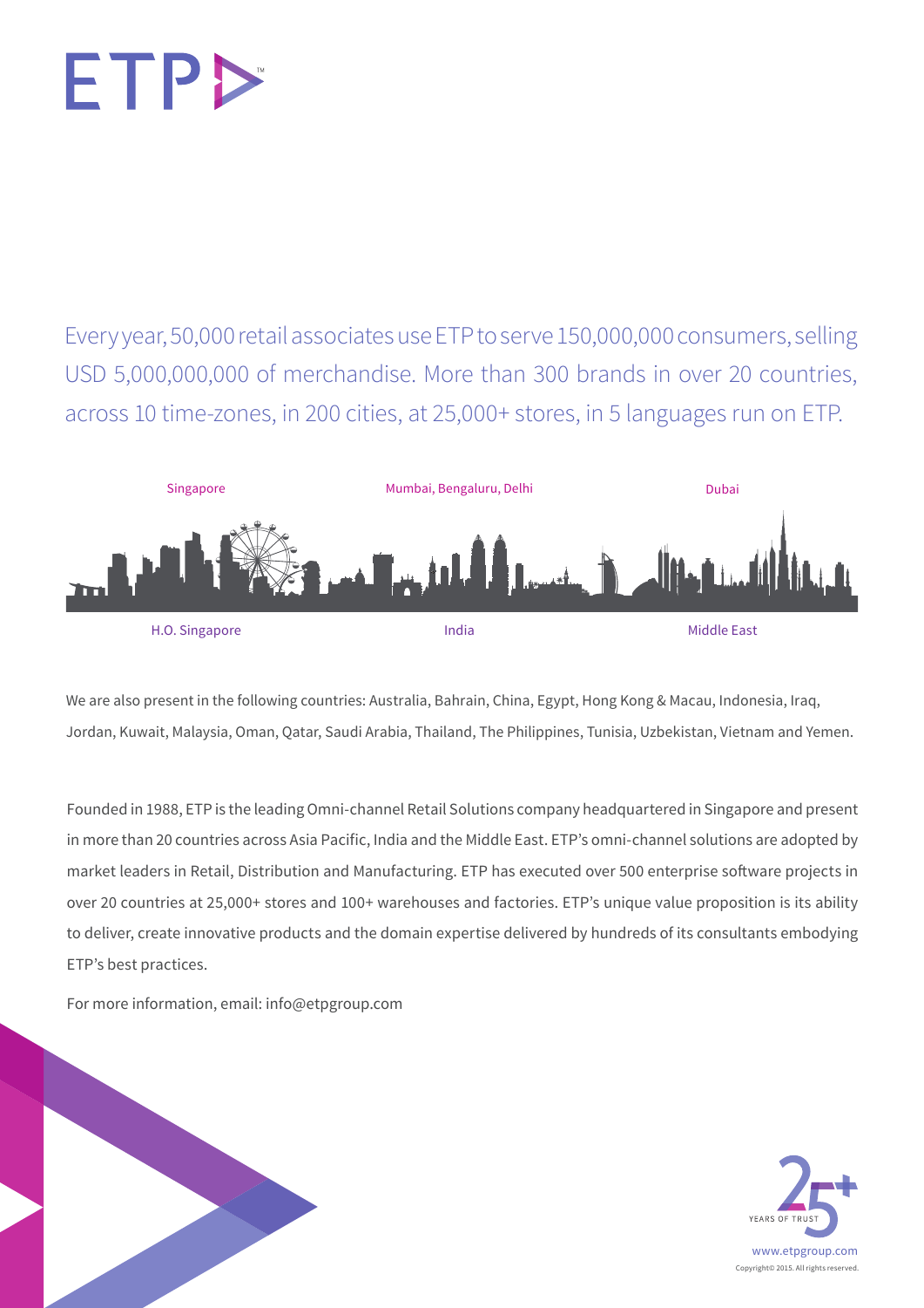ETP

Every year, 50,000 retail associates use ETP to serve 150,000,000 consumers, selling USD 5,000,000,000 of merchandise. More than 300 brands in over 20 countries, across 10 time-zones, in 200 cities, at 25,000+ stores, in 5 languages run on ETP.

Singapore

Mumbai, Bengaluru, Delhi

Dubai

H.O. Singapore

India

Middle East

We are also present in the following countries: Australia, Bahrain, China, Egypt, Hong Kong & Macau, Indonesia, Iraq, Jordan, Kuwait, Malaysia, Oman, Qatar, Saudi Arabia, Thailand, The Philippines, Tunisia, Uzbekistan, Vietnam and Yemen.

Founded in 1988, ETP is the leading Omni-channel Retail Solutions company headquartered in Singapore and present in more than 20 countries across Asia Pacific, India and the Middle East. ETP's omni-channel solutions are adopted by market leaders in Retail, Distribution and Manufacturing. ETP has executed over 500 enterprise software projects in over 20 countries at 25,000+ stores and 100+ warehouses and factories. ETP's unique value proposition is its ability to deliver, create innovative products and the domain expertise delivered by hundreds of its consultants embodying ETP's best practices.

For more information, email: info@etpgroup.com

25+ YEARS OF TRUST

www.etpgroup.com

Copyright© 2015. All rights reserved.